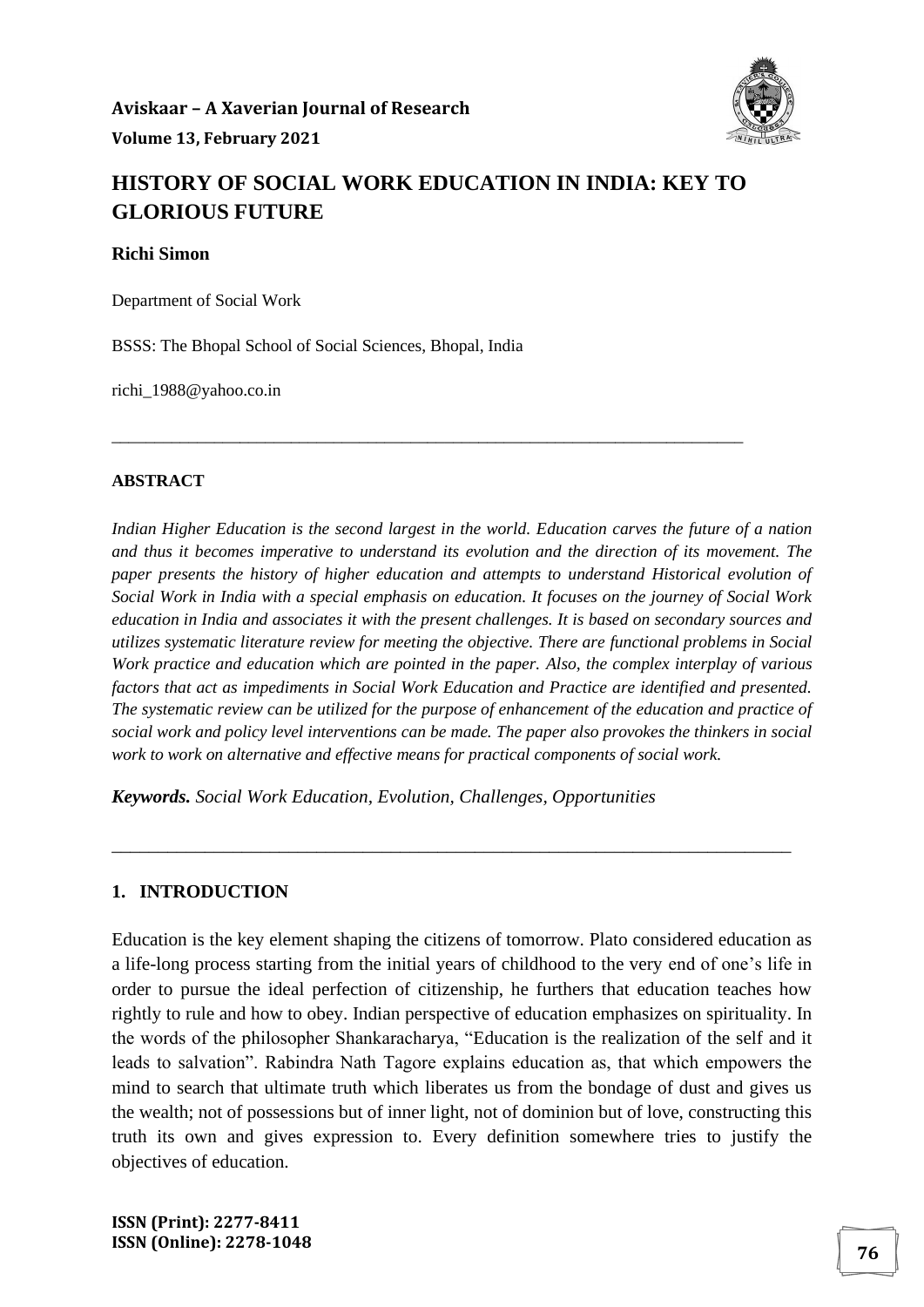# HISTORY OF SOCIAL WORK EDUCATION IN INDIA: KEY TO GLORIOUS FUTURE

**Richi Simon**

Department of Social Work

BSSS: The Bhopal School of Social Sciences, Bhopal, India

richi_1988@yahoo.co.in

---

**ABSTRACT**

*Indian Higher Education is the second largest in the world. Education carves the future of a nation and thus it becomes imperative to understand its evolution and the direction of its movement. The paper presents the history of higher education and attempts to understand Historical evolution of Social Work in India with a special emphasis on education. It focuses on the journey of Social Work education in India and associates it with the present challenges. It is based on secondary sources and utilizes systematic literature review for meeting the objective. There are functional problems in Social Work practice and education which are pointed in the paper. Also, the complex interplay of various factors that act as impediments in Social Work Education and Practice are identified and presented. The systematic review can be utilized for the purpose of enhancement of the education and practice of social work and policy level interventions can be made. The paper also provokes the thinkers in social work to work on alternative and effective means for practical components of social work.*

***Keywords.*** *Social Work Education, Evolution, Challenges, Opportunities*

---

## 1. INTRODUCTION

Education is the key element shaping the citizens of tomorrow. Plato considered education as a life-long process starting from the initial years of childhood to the very end of one's life in order to pursue the ideal perfection of citizenship, he furthers that education teaches how rightly to rule and how to obey. Indian perspective of education emphasizes on spirituality. In the words of the philosopher Shankaracharya, "Education is the realization of the self and it leads to salvation". Rabindra Nath Tagore explains education as, that which empowers the mind to search that ultimate truth which liberates us from the bondage of dust and gives us the wealth; not of possessions but of inner light, not of dominion but of love, constructing this truth its own and gives expression to. Every definition somewhere tries to justify the objectives of education.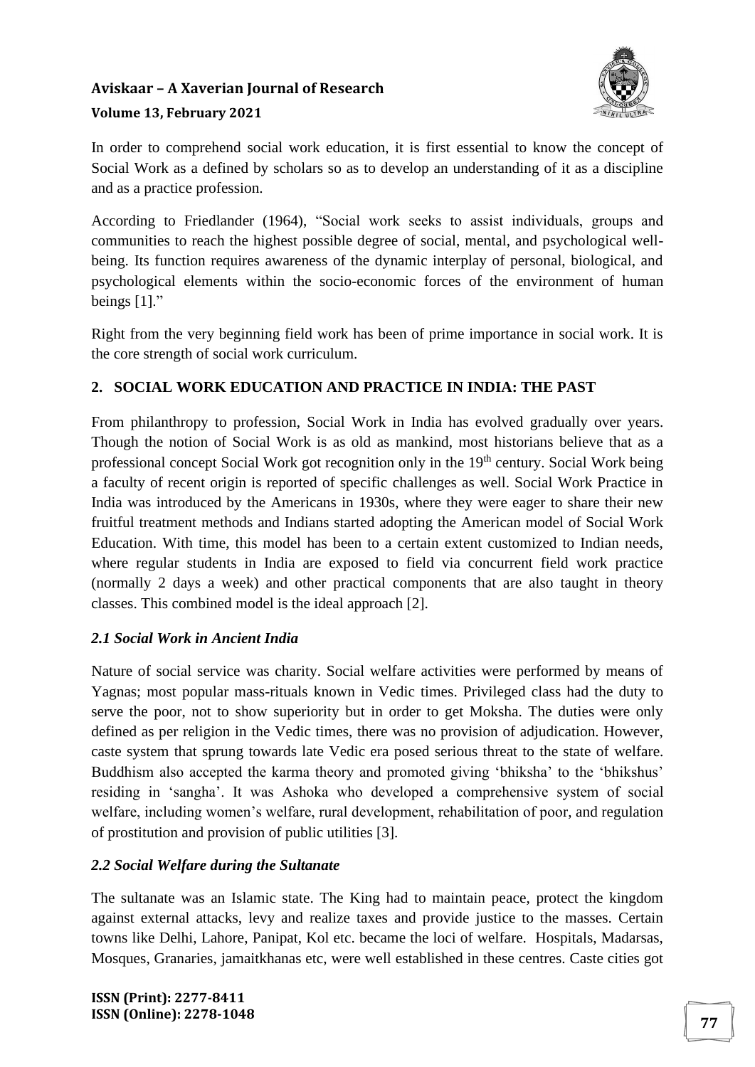In order to comprehend social work education, it is first essential to know the concept of Social Work as a defined by scholars so as to develop an understanding of it as a discipline and as a practice profession.

According to Friedlander (1964), "Social work seeks to assist individuals, groups and communities to reach the highest possible degree of social, mental, and psychological well-being. Its function requires awareness of the dynamic interplay of personal, biological, and psychological elements within the socio-economic forces of the environment of human beings [1]."

Right from the very beginning field work has been of prime importance in social work. It is the core strength of social work curriculum.

## 2. SOCIAL WORK EDUCATION AND PRACTICE IN INDIA: THE PAST

From philanthropy to profession, Social Work in India has evolved gradually over years. Though the notion of Social Work is as old as mankind, most historians believe that as a professional concept Social Work got recognition only in the 19th century. Social Work being a faculty of recent origin is reported of specific challenges as well. Social Work Practice in India was introduced by the Americans in 1930s, where they were eager to share their new fruitful treatment methods and Indians started adopting the American model of Social Work Education. With time, this model has been to a certain extent customized to Indian needs, where regular students in India are exposed to field via concurrent field work practice (normally 2 days a week) and other practical components that are also taught in theory classes. This combined model is the ideal approach [2].

### *2.1 Social Work in Ancient India*

Nature of social service was charity. Social welfare activities were performed by means of Yagnas; most popular mass-rituals known in Vedic times. Privileged class had the duty to serve the poor, not to show superiority but in order to get Moksha. The duties were only defined as per religion in the Vedic times, there was no provision of adjudication. However, caste system that sprung towards late Vedic era posed serious threat to the state of welfare. Buddhism also accepted the karma theory and promoted giving 'bhiksha' to the 'bhikshus' residing in 'sangha'. It was Ashoka who developed a comprehensive system of social welfare, including women's welfare, rural development, rehabilitation of poor, and regulation of prostitution and provision of public utilities [3].

### *2.2 Social Welfare during the Sultanate*

The sultanate was an Islamic state. The King had to maintain peace, protect the kingdom against external attacks, levy and realize taxes and provide justice to the masses. Certain towns like Delhi, Lahore, Panipat, Kol etc. became the loci of welfare. Hospitals, Madarsas, Mosques, Granaries, jamaitkhanas etc, were well established in these centres. Caste cities got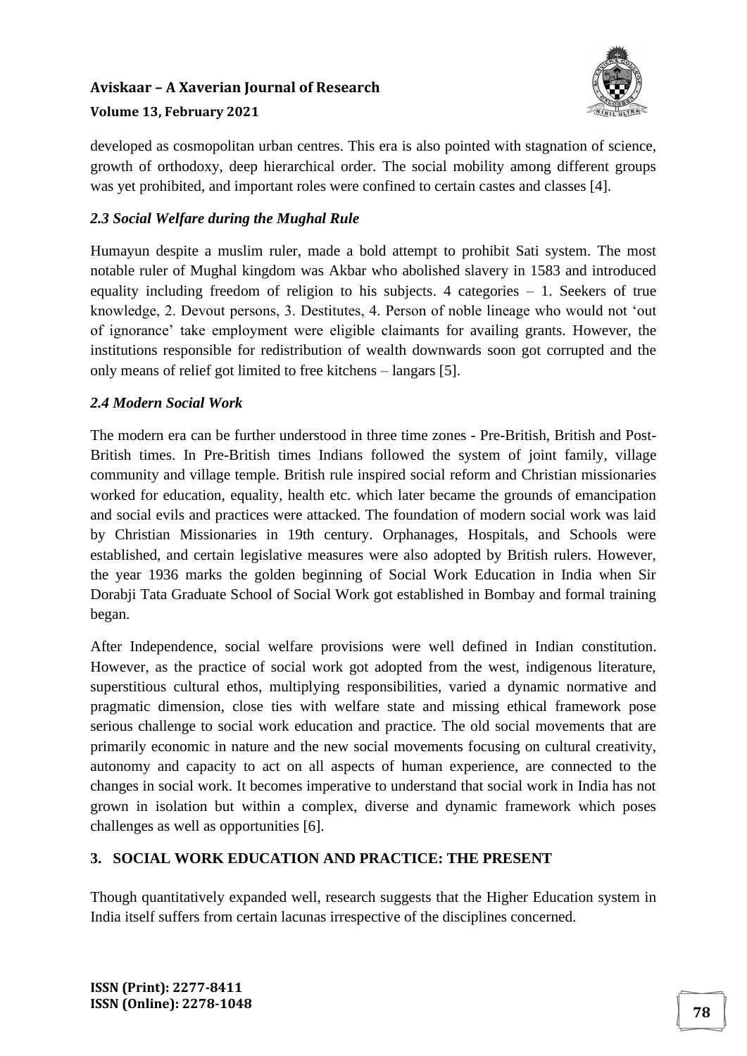developed as cosmopolitan urban centres. This era is also pointed with stagnation of science, growth of orthodoxy, deep hierarchical order. The social mobility among different groups was yet prohibited, and important roles were confined to certain castes and classes [4].

### *2.3 Social Welfare during the Mughal Rule*

Humayun despite a muslim ruler, made a bold attempt to prohibit Sati system. The most notable ruler of Mughal kingdom was Akbar who abolished slavery in 1583 and introduced equality including freedom of religion to his subjects. 4 categories – 1. Seekers of true knowledge, 2. Devout persons, 3. Destitutes, 4. Person of noble lineage who would not 'out of ignorance' take employment were eligible claimants for availing grants. However, the institutions responsible for redistribution of wealth downwards soon got corrupted and the only means of relief got limited to free kitchens – langars [5].

### *2.4 Modern Social Work*

The modern era can be further understood in three time zones - Pre-British, British and Post-British times. In Pre-British times Indians followed the system of joint family, village community and village temple. British rule inspired social reform and Christian missionaries worked for education, equality, health etc. which later became the grounds of emancipation and social evils and practices were attacked. The foundation of modern social work was laid by Christian Missionaries in 19th century. Orphanages, Hospitals, and Schools were established, and certain legislative measures were also adopted by British rulers. However, the year 1936 marks the golden beginning of Social Work Education in India when Sir Dorabji Tata Graduate School of Social Work got established in Bombay and formal training began.

After Independence, social welfare provisions were well defined in Indian constitution. However, as the practice of social work got adopted from the west, indigenous literature, superstitious cultural ethos, multiplying responsibilities, varied a dynamic normative and pragmatic dimension, close ties with welfare state and missing ethical framework pose serious challenge to social work education and practice. The old social movements that are primarily economic in nature and the new social movements focusing on cultural creativity, autonomy and capacity to act on all aspects of human experience, are connected to the changes in social work. It becomes imperative to understand that social work in India has not grown in isolation but within a complex, diverse and dynamic framework which poses challenges as well as opportunities [6].

## 3. SOCIAL WORK EDUCATION AND PRACTICE: THE PRESENT

Though quantitatively expanded well, research suggests that the Higher Education system in India itself suffers from certain lacunas irrespective of the disciplines concerned.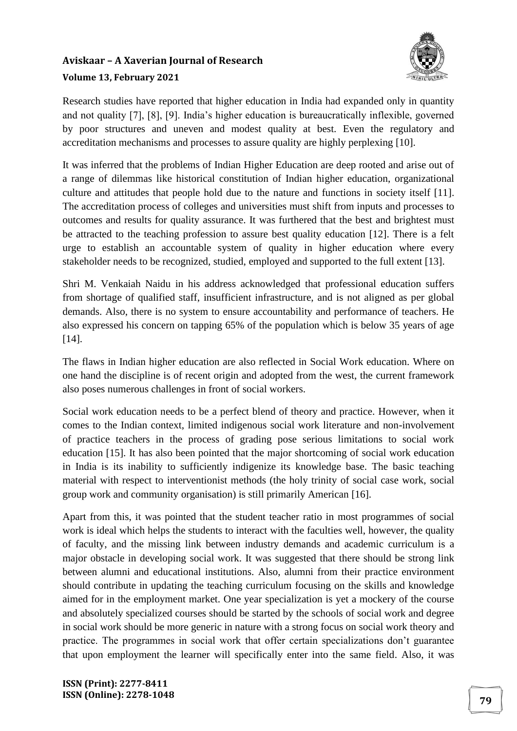Research studies have reported that higher education in India had expanded only in quantity and not quality [7], [8], [9]. India's higher education is bureaucratically inflexible, governed by poor structures and uneven and modest quality at best. Even the regulatory and accreditation mechanisms and processes to assure quality are highly perplexing [10].

It was inferred that the problems of Indian Higher Education are deep rooted and arise out of a range of dilemmas like historical constitution of Indian higher education, organizational culture and attitudes that people hold due to the nature and functions in society itself [11]. The accreditation process of colleges and universities must shift from inputs and processes to outcomes and results for quality assurance. It was furthered that the best and brightest must be attracted to the teaching profession to assure best quality education [12]. There is a felt urge to establish an accountable system of quality in higher education where every stakeholder needs to be recognized, studied, employed and supported to the full extent [13].

Shri M. Venkaiah Naidu in his address acknowledged that professional education suffers from shortage of qualified staff, insufficient infrastructure, and is not aligned as per global demands. Also, there is no system to ensure accountability and performance of teachers. He also expressed his concern on tapping 65% of the population which is below 35 years of age [14].

The flaws in Indian higher education are also reflected in Social Work education. Where on one hand the discipline is of recent origin and adopted from the west, the current framework also poses numerous challenges in front of social workers.

Social work education needs to be a perfect blend of theory and practice. However, when it comes to the Indian context, limited indigenous social work literature and non-involvement of practice teachers in the process of grading pose serious limitations to social work education [15]. It has also been pointed that the major shortcoming of social work education in India is its inability to sufficiently indigenize its knowledge base. The basic teaching material with respect to interventionist methods (the holy trinity of social case work, social group work and community organisation) is still primarily American [16].

Apart from this, it was pointed that the student teacher ratio in most programmes of social work is ideal which helps the students to interact with the faculties well, however, the quality of faculty, and the missing link between industry demands and academic curriculum is a major obstacle in developing social work. It was suggested that there should be strong link between alumni and educational institutions. Also, alumni from their practice environment should contribute in updating the teaching curriculum focusing on the skills and knowledge aimed for in the employment market. One year specialization is yet a mockery of the course and absolutely specialized courses should be started by the schools of social work and degree in social work should be more generic in nature with a strong focus on social work theory and practice. The programmes in social work that offer certain specializations don't guarantee that upon employment the learner will specifically enter into the same field. Also, it was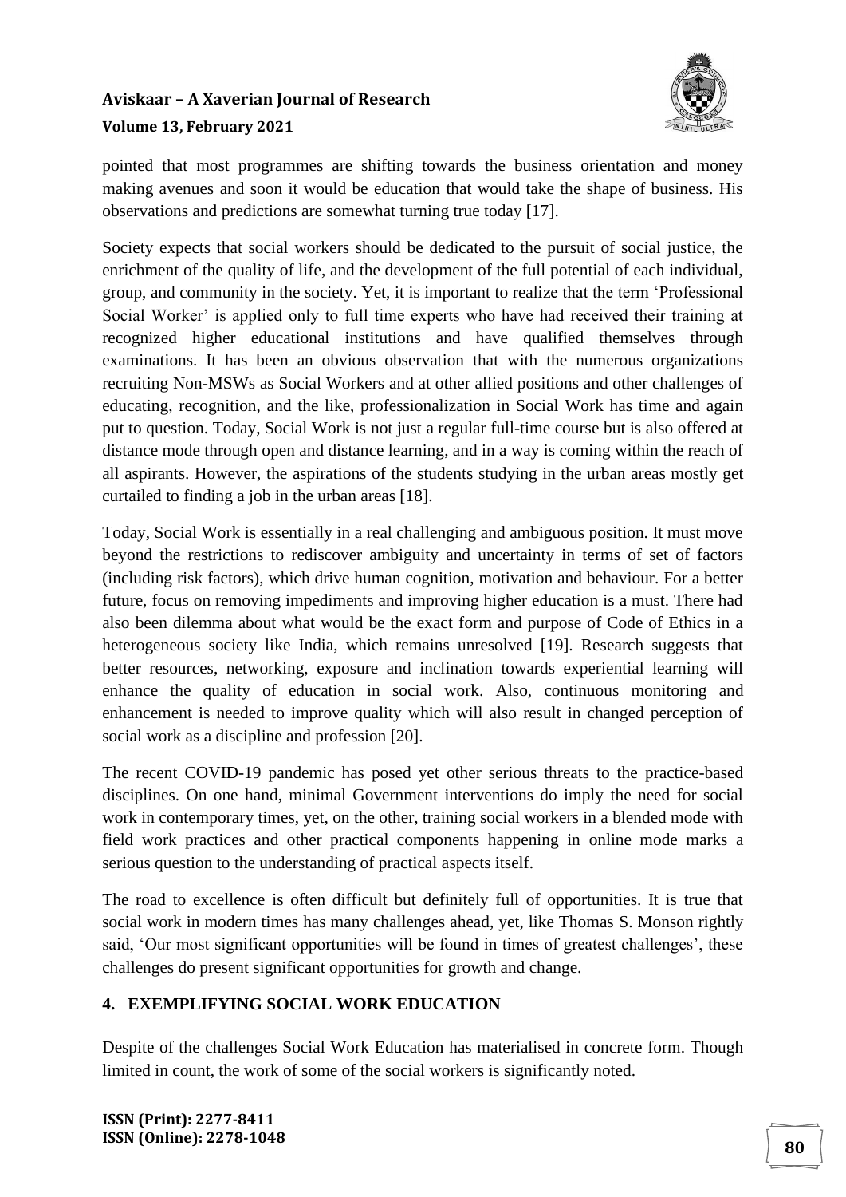pointed that most programmes are shifting towards the business orientation and money making avenues and soon it would be education that would take the shape of business. His observations and predictions are somewhat turning true today [17].

Society expects that social workers should be dedicated to the pursuit of social justice, the enrichment of the quality of life, and the development of the full potential of each individual, group, and community in the society. Yet, it is important to realize that the term 'Professional Social Worker' is applied only to full time experts who have had received their training at recognized higher educational institutions and have qualified themselves through examinations. It has been an obvious observation that with the numerous organizations recruiting Non-MSWs as Social Workers and at other allied positions and other challenges of educating, recognition, and the like, professionalization in Social Work has time and again put to question. Today, Social Work is not just a regular full-time course but is also offered at distance mode through open and distance learning, and in a way is coming within the reach of all aspirants. However, the aspirations of the students studying in the urban areas mostly get curtailed to finding a job in the urban areas [18].

Today, Social Work is essentially in a real challenging and ambiguous position. It must move beyond the restrictions to rediscover ambiguity and uncertainty in terms of set of factors (including risk factors), which drive human cognition, motivation and behaviour. For a better future, focus on removing impediments and improving higher education is a must. There had also been dilemma about what would be the exact form and purpose of Code of Ethics in a heterogeneous society like India, which remains unresolved [19]. Research suggests that better resources, networking, exposure and inclination towards experiential learning will enhance the quality of education in social work. Also, continuous monitoring and enhancement is needed to improve quality which will also result in changed perception of social work as a discipline and profession [20].

The recent COVID-19 pandemic has posed yet other serious threats to the practice-based disciplines. On one hand, minimal Government interventions do imply the need for social work in contemporary times, yet, on the other, training social workers in a blended mode with field work practices and other practical components happening in online mode marks a serious question to the understanding of practical aspects itself.

The road to excellence is often difficult but definitely full of opportunities. It is true that social work in modern times has many challenges ahead, yet, like Thomas S. Monson rightly said, 'Our most significant opportunities will be found in times of greatest challenges', these challenges do present significant opportunities for growth and change.

## 4. EXEMPLIFYING SOCIAL WORK EDUCATION

Despite of the challenges Social Work Education has materialised in concrete form. Though limited in count, the work of some of the social workers is significantly noted.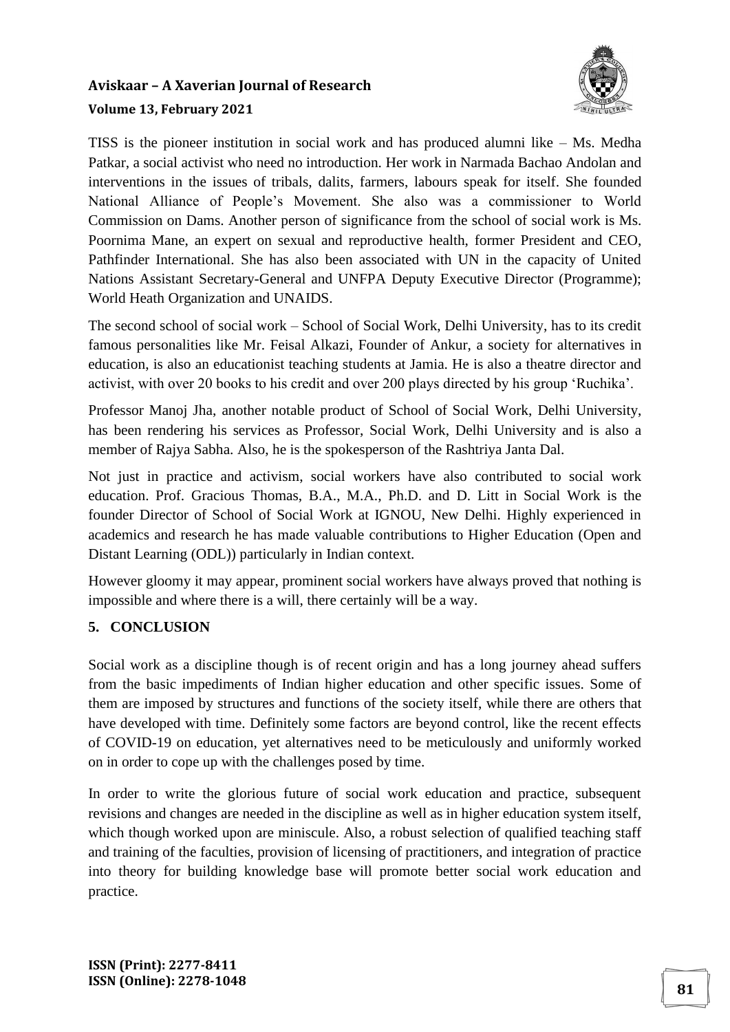TISS is the pioneer institution in social work and has produced alumni like – Ms. Medha Patkar, a social activist who need no introduction. Her work in Narmada Bachao Andolan and interventions in the issues of tribals, dalits, farmers, labours speak for itself. She founded National Alliance of People's Movement. She also was a commissioner to World Commission on Dams. Another person of significance from the school of social work is Ms. Poornima Mane, an expert on sexual and reproductive health, former President and CEO, Pathfinder International. She has also been associated with UN in the capacity of United Nations Assistant Secretary-General and UNFPA Deputy Executive Director (Programme); World Heath Organization and UNAIDS.

The second school of social work – School of Social Work, Delhi University, has to its credit famous personalities like Mr. Feisal Alkazi, Founder of Ankur, a society for alternatives in education, is also an educationist teaching students at Jamia. He is also a theatre director and activist, with over 20 books to his credit and over 200 plays directed by his group 'Ruchika'.

Professor Manoj Jha, another notable product of School of Social Work, Delhi University, has been rendering his services as Professor, Social Work, Delhi University and is also a member of Rajya Sabha. Also, he is the spokesperson of the Rashtriya Janta Dal.

Not just in practice and activism, social workers have also contributed to social work education. Prof. Gracious Thomas, B.A., M.A., Ph.D. and D. Litt in Social Work is the founder Director of School of Social Work at IGNOU, New Delhi. Highly experienced in academics and research he has made valuable contributions to Higher Education (Open and Distant Learning (ODL)) particularly in Indian context.

However gloomy it may appear, prominent social workers have always proved that nothing is impossible and where there is a will, there certainly will be a way.

## 5. CONCLUSION

Social work as a discipline though is of recent origin and has a long journey ahead suffers from the basic impediments of Indian higher education and other specific issues. Some of them are imposed by structures and functions of the society itself, while there are others that have developed with time. Definitely some factors are beyond control, like the recent effects of COVID-19 on education, yet alternatives need to be meticulously and uniformly worked on in order to cope up with the challenges posed by time.

In order to write the glorious future of social work education and practice, subsequent revisions and changes are needed in the discipline as well as in higher education system itself, which though worked upon are miniscule. Also, a robust selection of qualified teaching staff and training of the faculties, provision of licensing of practitioners, and integration of practice into theory for building knowledge base will promote better social work education and practice.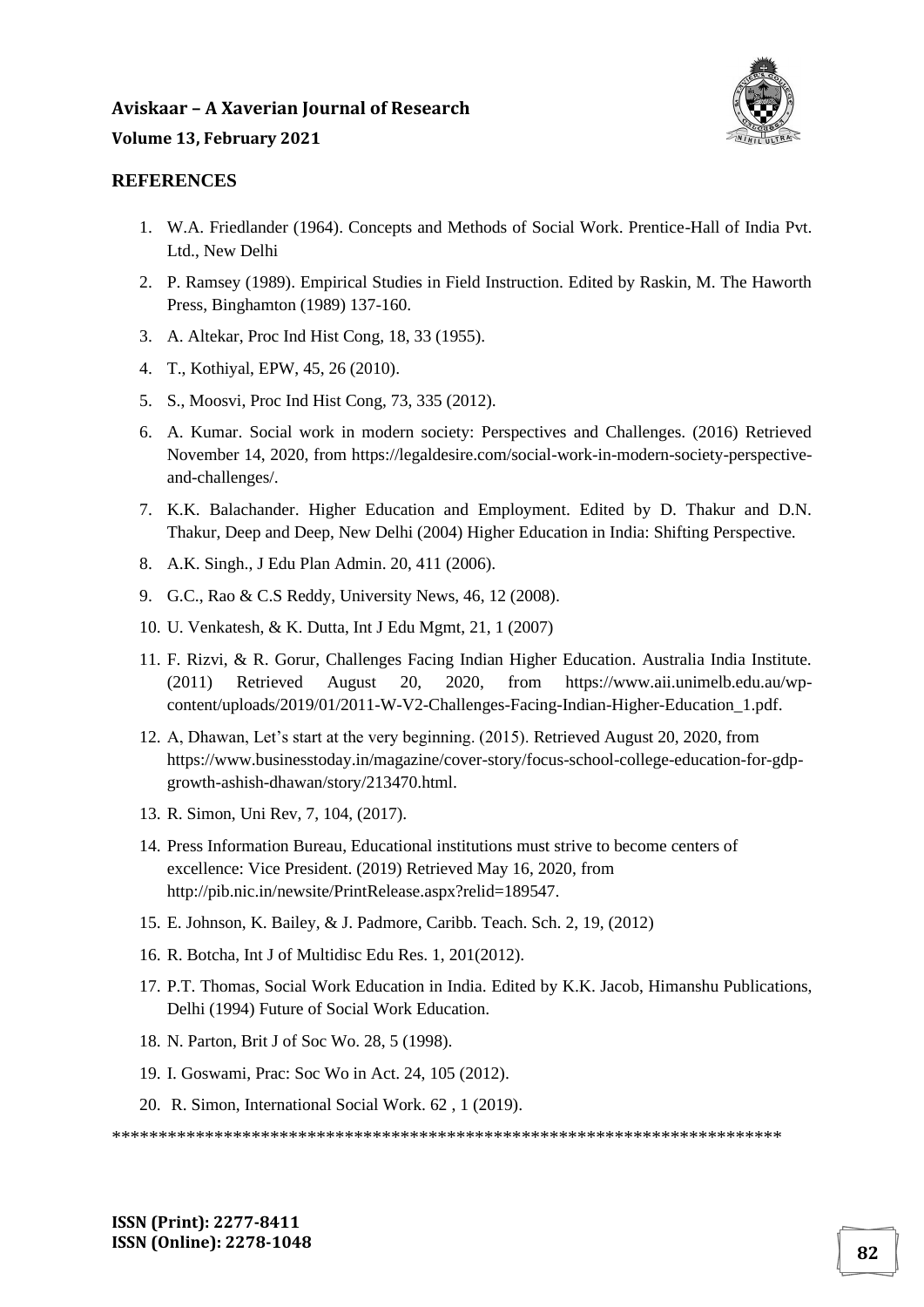## REFERENCES

1. W.A. Friedlander (1964). Concepts and Methods of Social Work. Prentice-Hall of India Pvt. Ltd., New Delhi
2. P. Ramsey (1989). Empirical Studies in Field Instruction. Edited by Raskin, M. The Haworth Press, Binghamton (1989) 137-160.
3. A. Altekar, Proc Ind Hist Cong, 18, 33 (1955).
4. T., Kothiyal, EPW, 45, 26 (2010).
5. S., Moosvi, Proc Ind Hist Cong, 73, 335 (2012).
6. A. Kumar. Social work in modern society: Perspectives and Challenges. (2016) Retrieved November 14, 2020, from https://legaldesire.com/social-work-in-modern-society-perspective-and-challenges/.
7. K.K. Balachander. Higher Education and Employment. Edited by D. Thakur and D.N. Thakur, Deep and Deep, New Delhi (2004) Higher Education in India: Shifting Perspective.
8. A.K. Singh., J Edu Plan Admin. 20, 411 (2006).
9. G.C., Rao & C.S Reddy, University News, 46, 12 (2008).
10. U. Venkatesh, & K. Dutta, Int J Edu Mgmt, 21, 1 (2007)
11. F. Rizvi, & R. Gorur, Challenges Facing Indian Higher Education. Australia India Institute. (2011) Retrieved August 20, 2020, from https://www.aii.unimelb.edu.au/wp-content/uploads/2019/01/2011-W-V2-Challenges-Facing-Indian-Higher-Education_1.pdf.
12. A, Dhawan, Let's start at the very beginning. (2015). Retrieved August 20, 2020, from https://www.businesstoday.in/magazine/cover-story/focus-school-college-education-for-gdp-growth-ashish-dhawan/story/213470.html.
13. R. Simon, Uni Rev, 7, 104, (2017).
14. Press Information Bureau, Educational institutions must strive to become centers of excellence: Vice President. (2019) Retrieved May 16, 2020, from http://pib.nic.in/newsite/PrintRelease.aspx?relid=189547.
15. E. Johnson, K. Bailey, & J. Padmore, Caribb. Teach. Sch. 2, 19, (2012)
16. R. Botcha, Int J of Multidisc Edu Res. 1, 201(2012).
17. P.T. Thomas, Social Work Education in India. Edited by K.K. Jacob, Himanshu Publications, Delhi (1994) Future of Social Work Education.
18. N. Parton, Brit J of Soc Wo. 28, 5 (1998).
19. I. Goswami, Prac: Soc Wo in Act. 24, 105 (2012).
20. R. Simon, International Social Work. 62 , 1 (2019).

************************************************************************